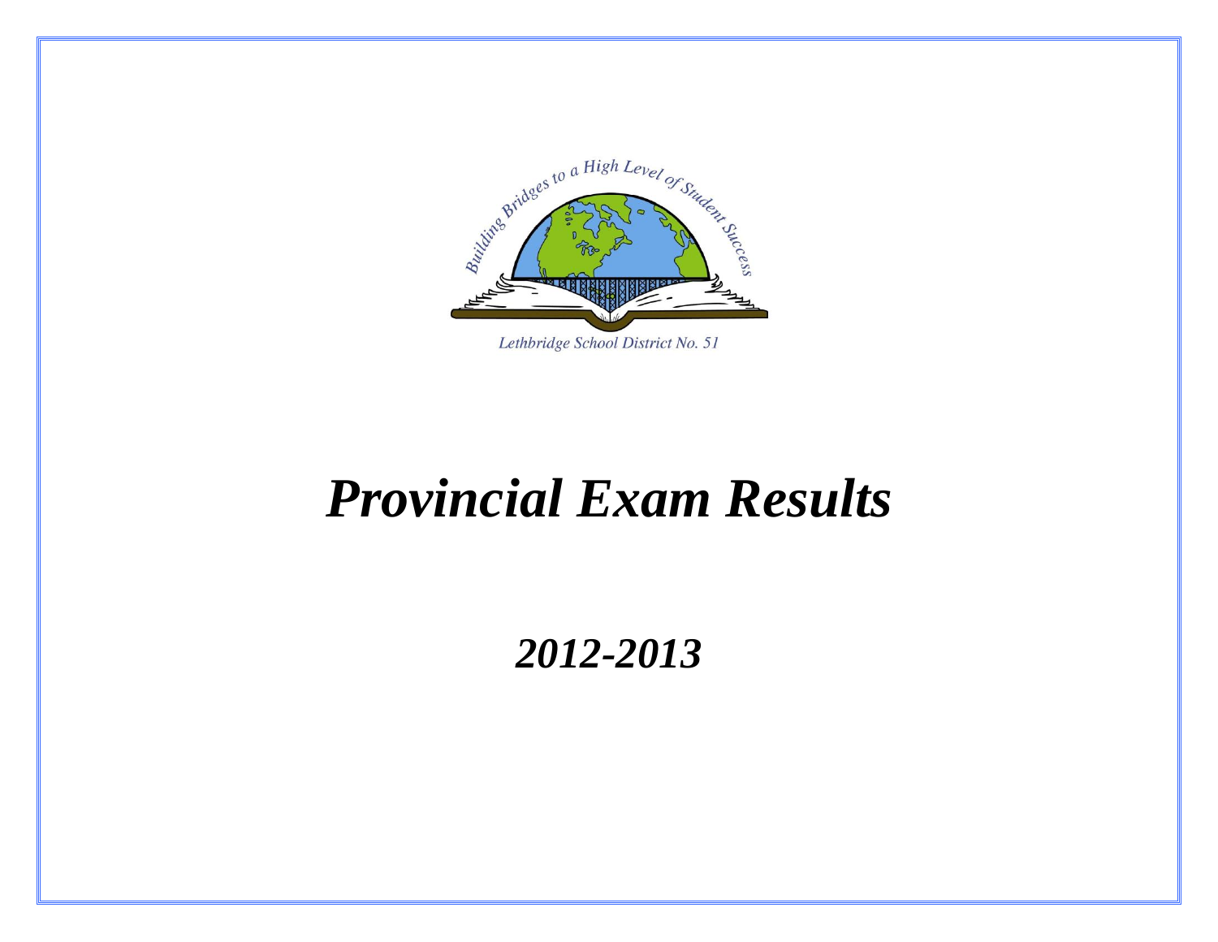Building Bridges to a High Level of Student Success

Lethbridge School District No. 51

# *Provincial Exam Results*

## *2012-2013*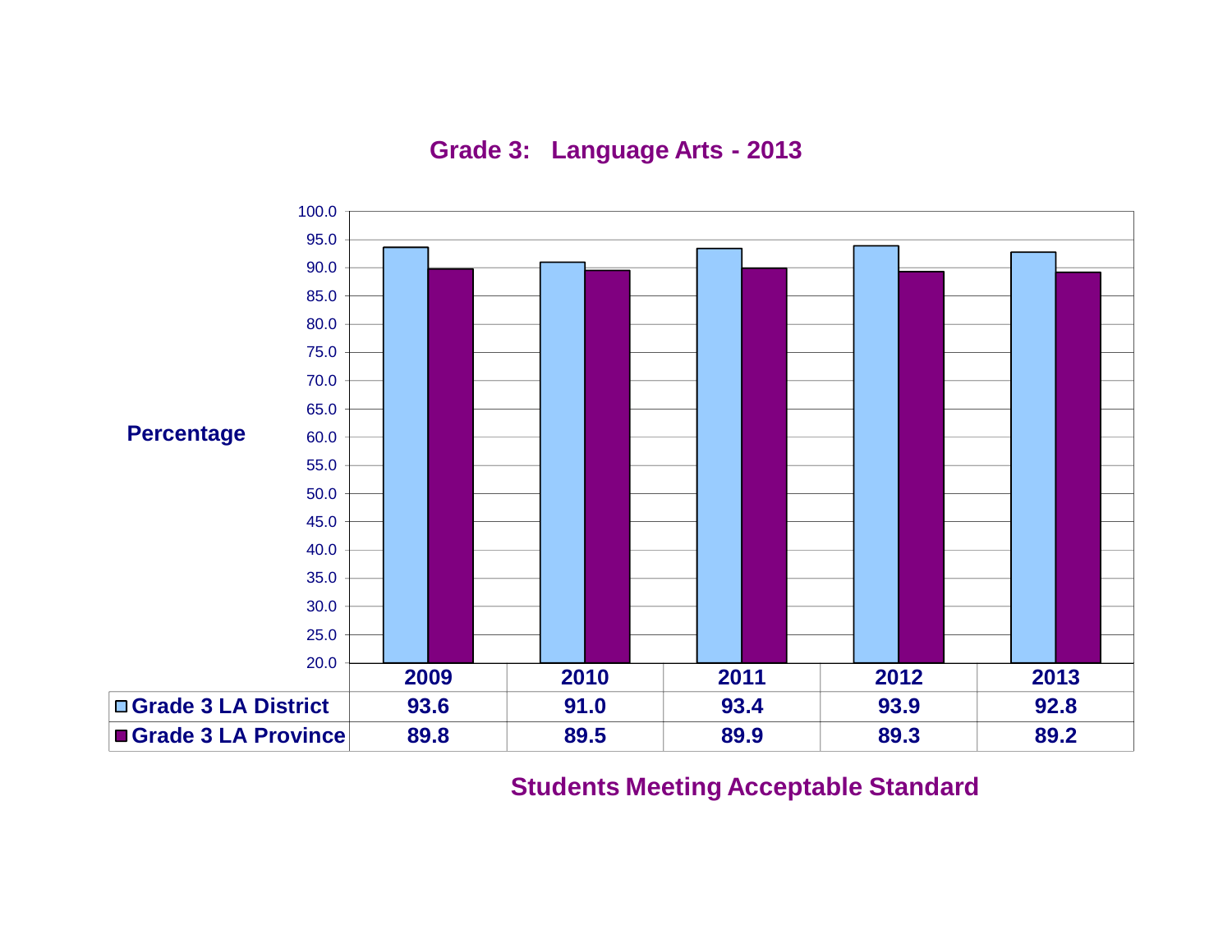## Grade 3: Language Arts - 2013

Percentage

| | 2009 | 2010 | 2011 | 2012 | 2013 |
|---|---|---|---|---|---|
| Grade 3 LA District | 93.6 | 91.0 | 93.4 | 93.9 | 92.8 |
| Grade 3 LA Province | 89.8 | 89.5 | 89.9 | 89.3 | 89.2 |

**Students Meeting Acceptable Standard**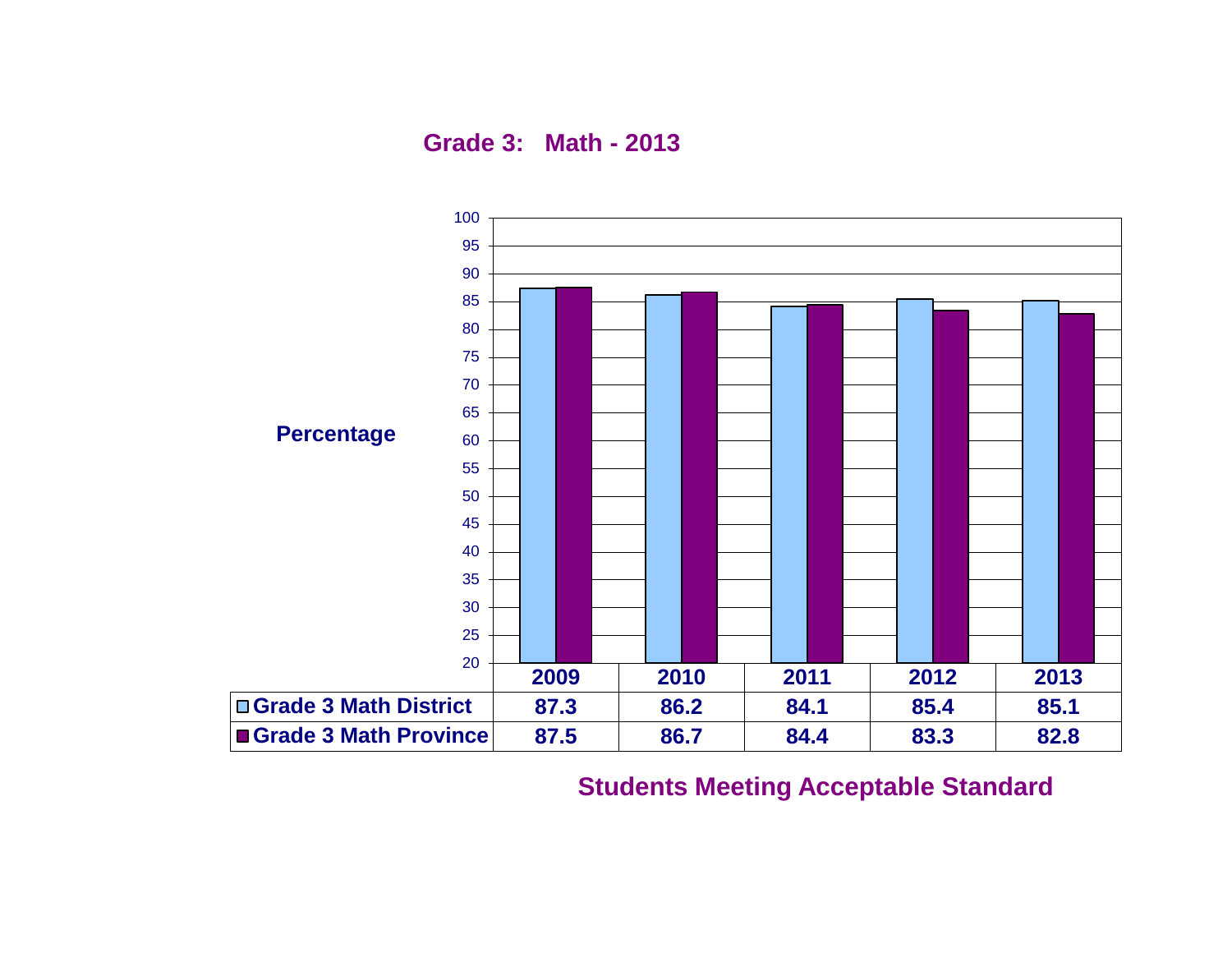## Grade 3: Math - 2013

| | 2009 | 2010 | 2011 | 2012 | 2013 |
|---|---|---|---|---|---|
| Grade 3 Math District | 87.3 | 86.2 | 84.1 | 85.4 | 85.1 |
| Grade 3 Math Province | 87.5 | 86.7 | 84.4 | 83.3 | 82.8 |

Percentage

Students Meeting Acceptable Standard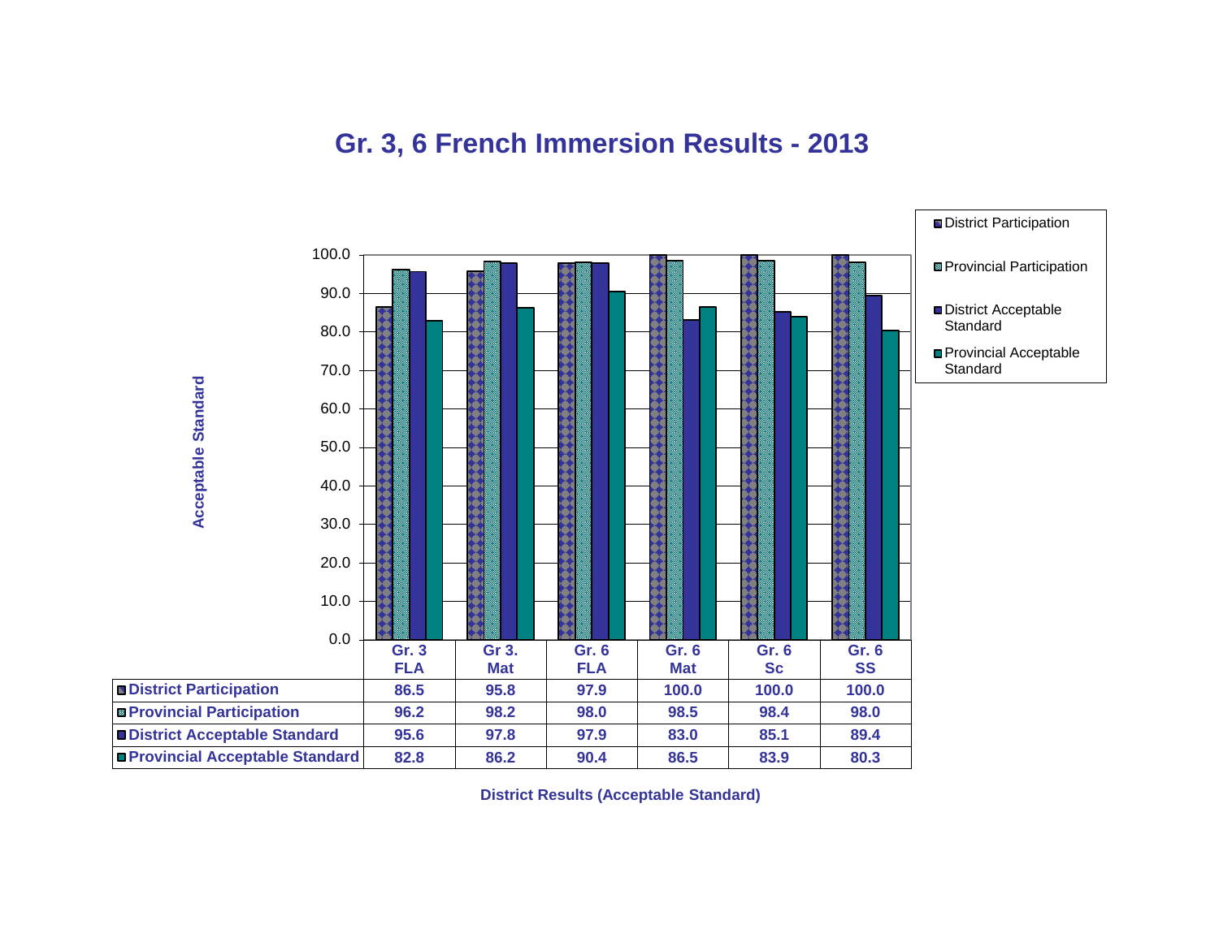# Gr. 3, 6 French Immersion Results - 2013

| | Gr. 3 FLA | Gr 3. Mat | Gr. 6 FLA | Gr. 6 Mat | Gr. 6 Sc | Gr. 6 SS |
|---|---|---|---|---|---|---|
| District Participation | 86.5 | 95.8 | 97.9 | 100.0 | 100.0 | 100.0 |
| Provincial Participation | 96.2 | 98.2 | 98.0 | 98.5 | 98.4 | 98.0 |
| District Acceptable Standard | 95.6 | 97.8 | 97.9 | 83.0 | 85.1 | 89.4 |
| Provincial Acceptable Standard | 82.8 | 86.2 | 90.4 | 86.5 | 83.9 | 80.3 |

District Results (Acceptable Standard)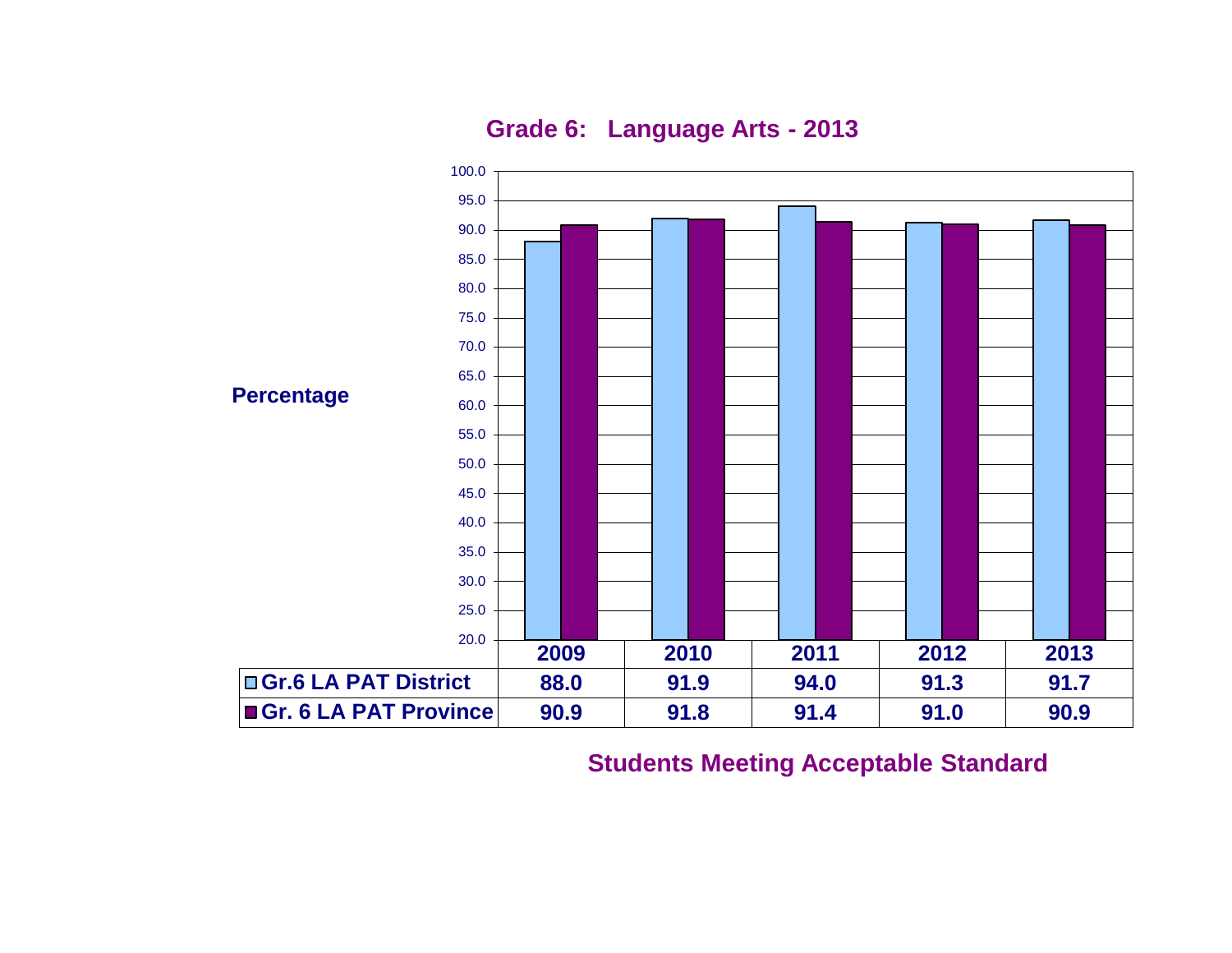## Grade 6: Language Arts - 2013

Percentage

|  | 2009 | 2010 | 2011 | 2012 | 2013 |
|---|---|---|---|---|---|
| Gr.6 LA PAT District | 88.0 | 91.9 | 94.0 | 91.3 | 91.7 |
| Gr. 6 LA PAT Province | 90.9 | 91.8 | 91.4 | 91.0 | 90.9 |

**Students Meeting Acceptable Standard**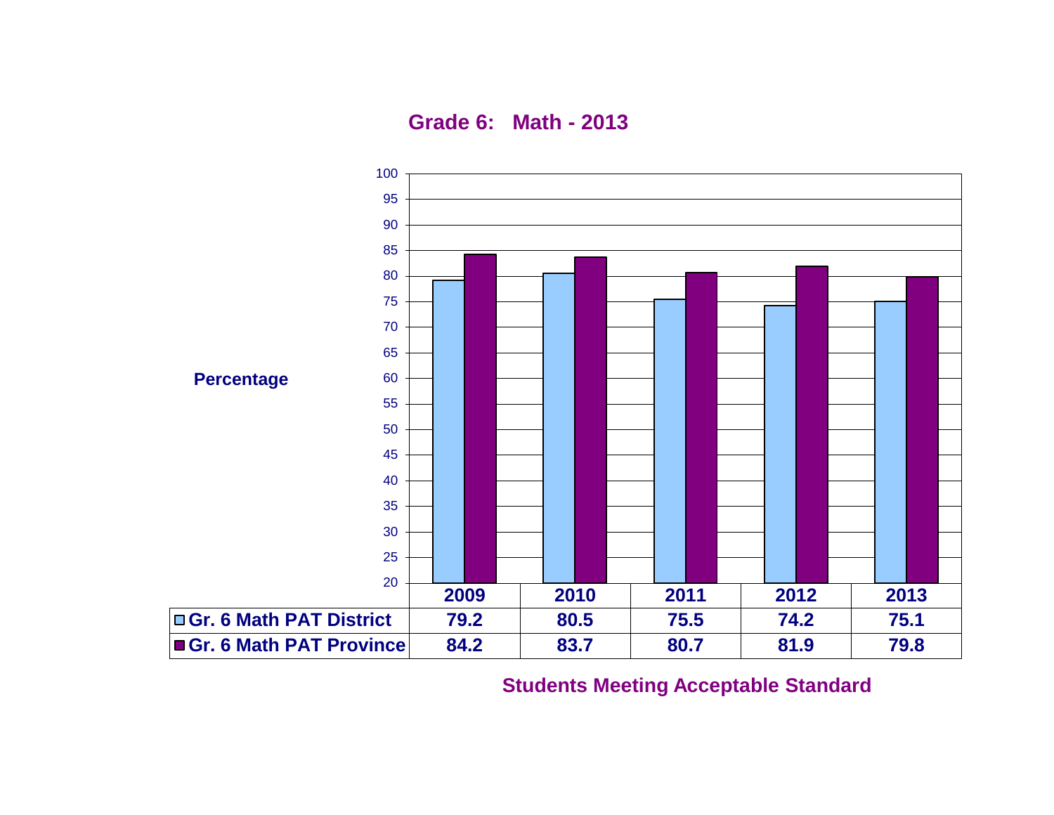## Grade 6: Math - 2013

Percentage

| | 2009 | 2010 | 2011 | 2012 | 2013 |
|---|---|---|---|---|---|
| Gr. 6 Math PAT District | 79.2 | 80.5 | 75.5 | 74.2 | 75.1 |
| Gr. 6 Math PAT Province | 84.2 | 83.7 | 80.7 | 81.9 | 79.8 |

**Students Meeting Acceptable Standard**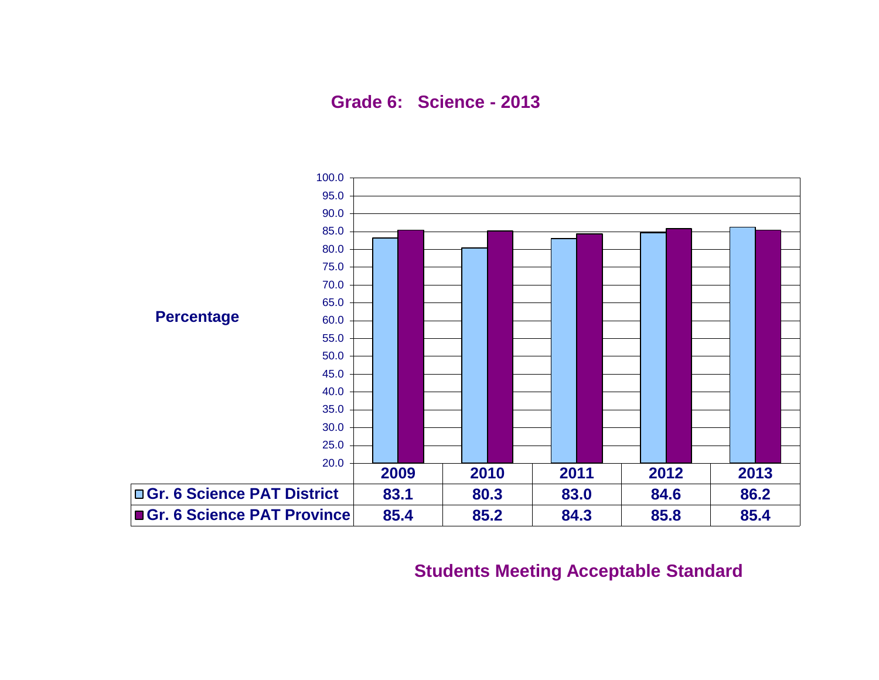## Grade 6: Science - 2013

|  | 2009 | 2010 | 2011 | 2012 | 2013 |
|---|---|---|---|---|---|
| Gr. 6 Science PAT District | 83.1 | 80.3 | 83.0 | 84.6 | 86.2 |
| Gr. 6 Science PAT Province | 85.4 | 85.2 | 84.3 | 85.8 | 85.4 |

Percentage

Students Meeting Acceptable Standard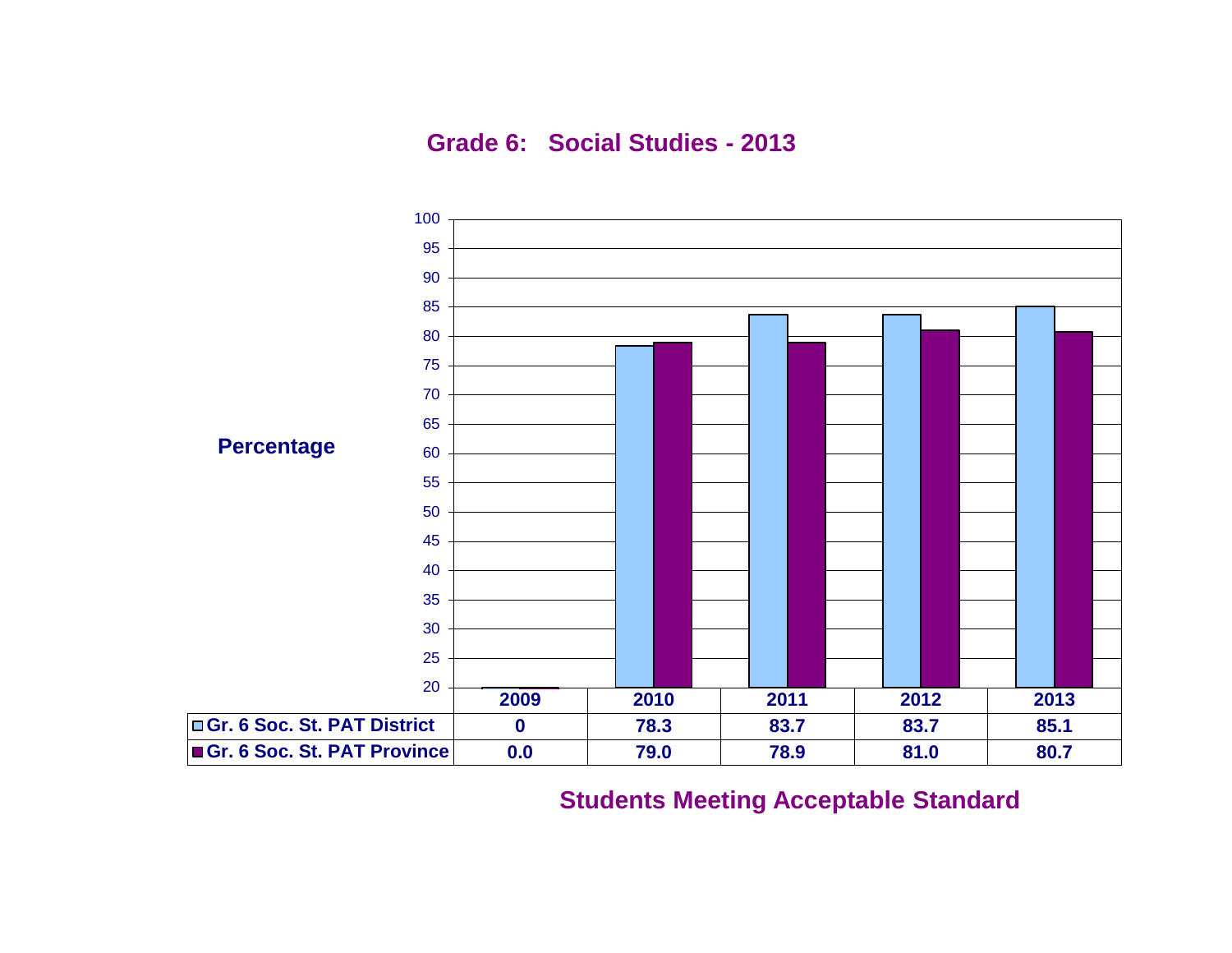## Grade 6: Social Studies - 2013

Percentage

| | 2009 | 2010 | 2011 | 2012 | 2013 |
|---|---|---|---|---|---|
| Gr. 6 Soc. St. PAT District | 0 | 78.3 | 83.7 | 83.7 | 85.1 |
| Gr. 6 Soc. St. PAT Province | 0.0 | 79.0 | 78.9 | 81.0 | 80.7 |

**Students Meeting Acceptable Standard**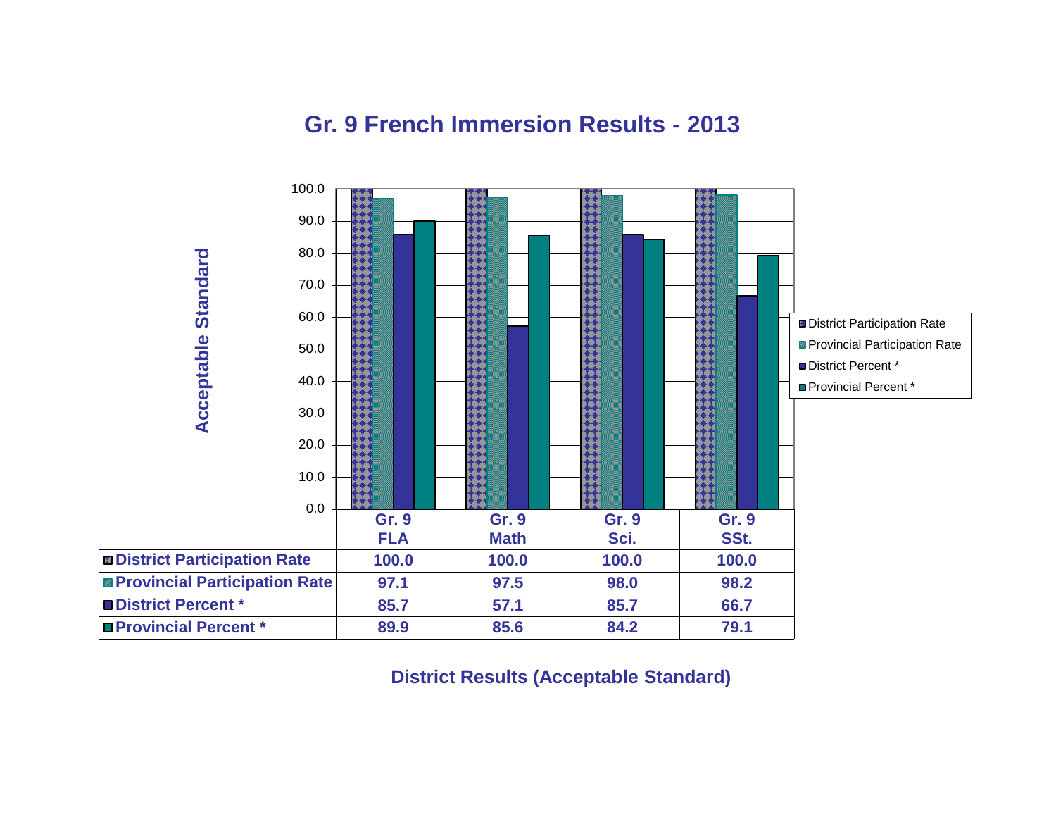# Gr. 9 French Immersion Results - 2013

| | Gr. 9 FLA | Gr. 9 Math | Gr. 9 Sci. | Gr. 9 SSt. |
|---|---|---|---|---|
| District Participation Rate | 100.0 | 100.0 | 100.0 | 100.0 |
| Provincial Participation Rate | 97.1 | 97.5 | 98.0 | 98.2 |
| District Percent * | 85.7 | 57.1 | 85.7 | 66.7 |
| Provincial Percent * | 89.9 | 85.6 | 84.2 | 79.1 |

Acceptable Standard

District Results (Acceptable Standard)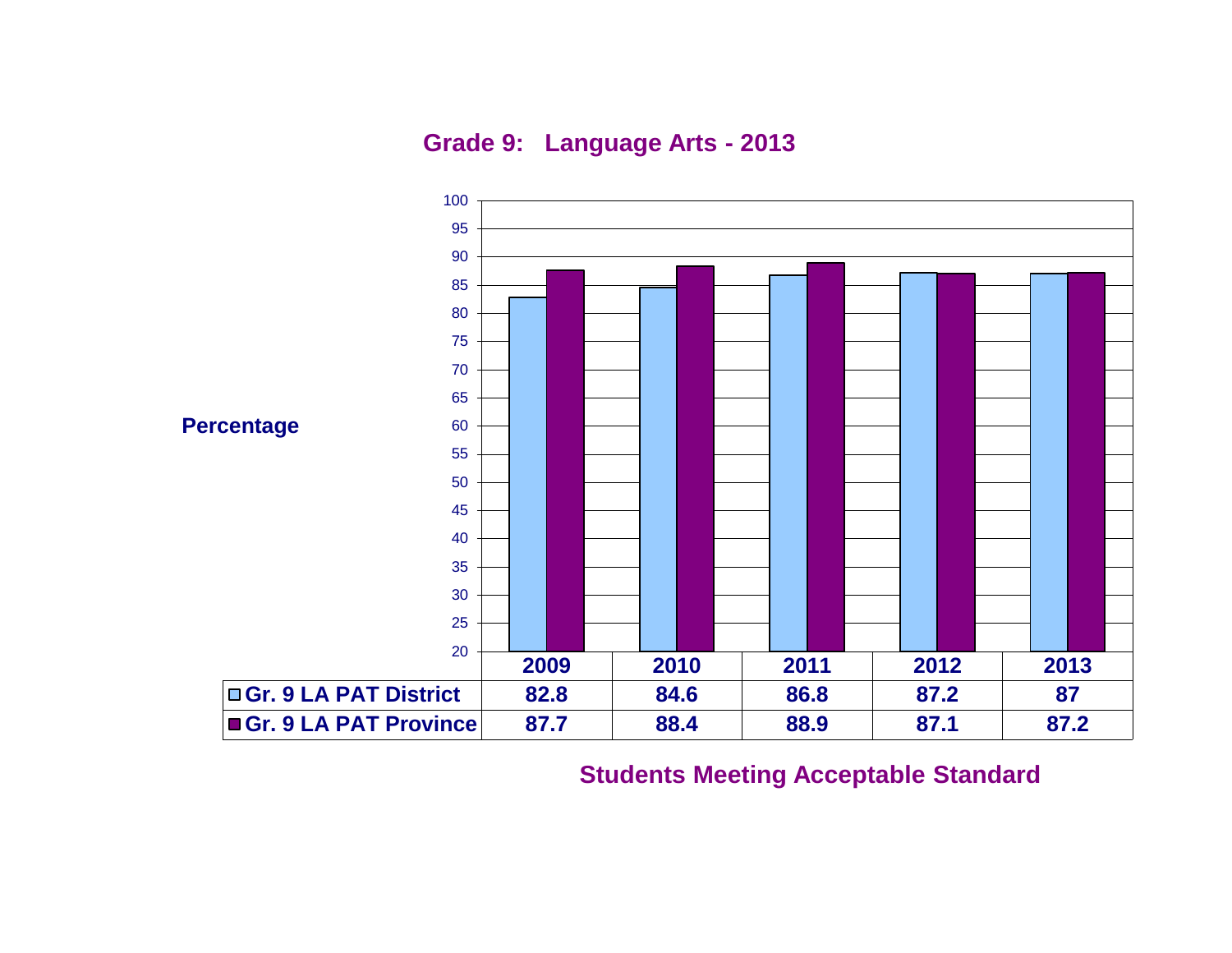## Grade 9: Language Arts - 2013

Percentage

| | 2009 | 2010 | 2011 | 2012 | 2013 |
|---|---|---|---|---|---|
| Gr. 9 LA PAT District | 82.8 | 84.6 | 86.8 | 87.2 | 87 |
| Gr. 9 LA PAT Province | 87.7 | 88.4 | 88.9 | 87.1 | 87.2 |

Students Meeting Acceptable Standard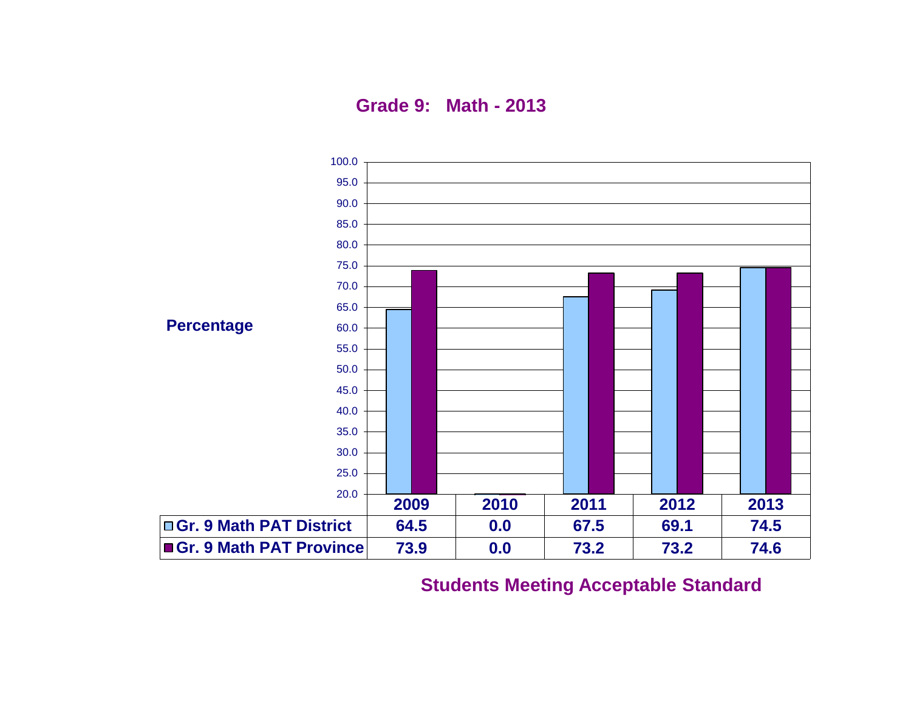## Grade 9: Math - 2013

Percentage

| | 2009 | 2010 | 2011 | 2012 | 2013 |
|---|---|---|---|---|---|
| Gr. 9 Math PAT District | 64.5 | 0.0 | 67.5 | 69.1 | 74.5 |
| Gr. 9 Math PAT Province | 73.9 | 0.0 | 73.2 | 73.2 | 74.6 |

**Students Meeting Acceptable Standard**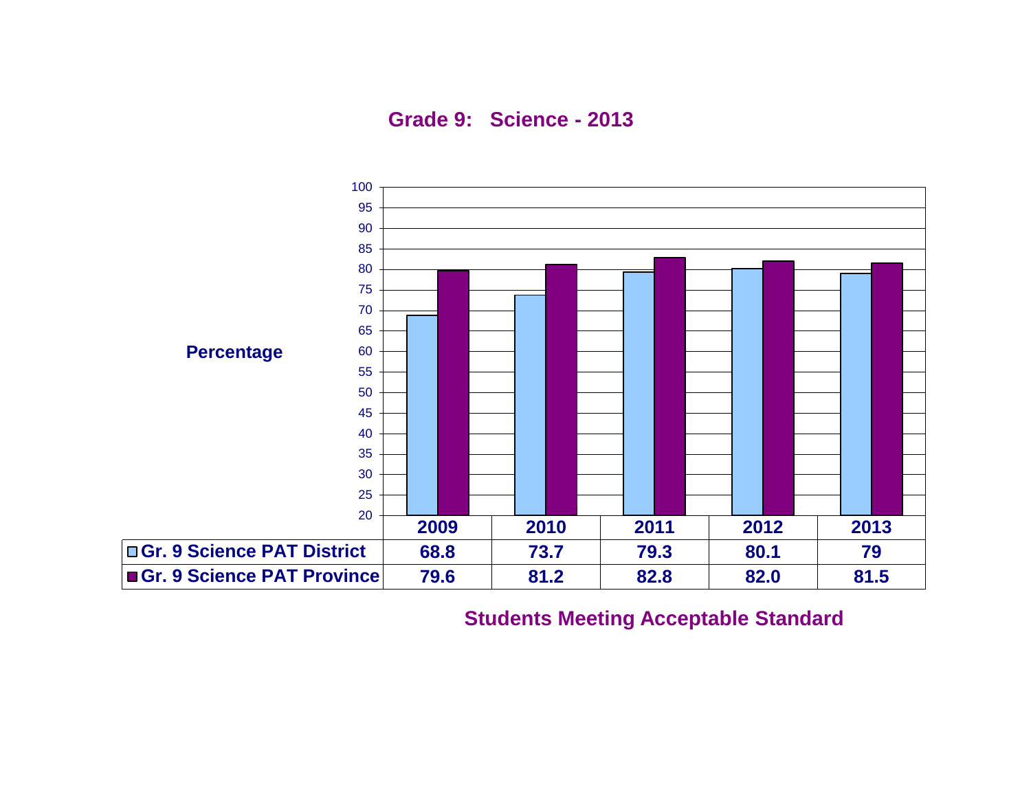## Grade 9: Science - 2013

Percentage

| | 2009 | 2010 | 2011 | 2012 | 2013 |
|---|---|---|---|---|---|
| Gr. 9 Science PAT District | 68.8 | 73.7 | 79.3 | 80.1 | 79 |
| Gr. 9 Science PAT Province | 79.6 | 81.2 | 82.8 | 82.0 | 81.5 |

**Students Meeting Acceptable Standard**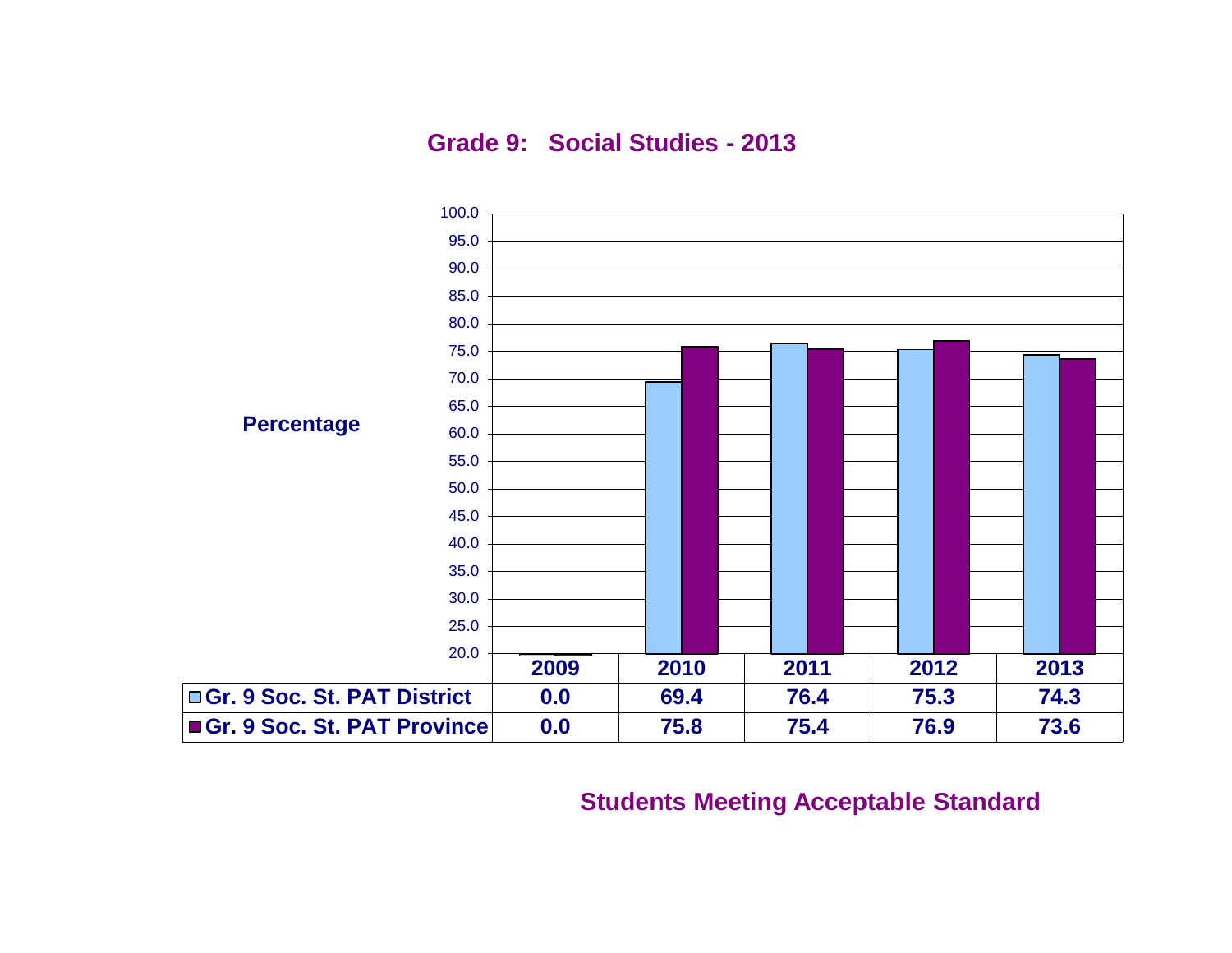## Grade 9: Social Studies - 2013

Percentage

| | 2009 | 2010 | 2011 | 2012 | 2013 |
|---|---|---|---|---|---|
| Gr. 9 Soc. St. PAT District | 0.0 | 69.4 | 76.4 | 75.3 | 74.3 |
| Gr. 9 Soc. St. PAT Province | 0.0 | 75.8 | 75.4 | 76.9 | 73.6 |

**Students Meeting Acceptable Standard**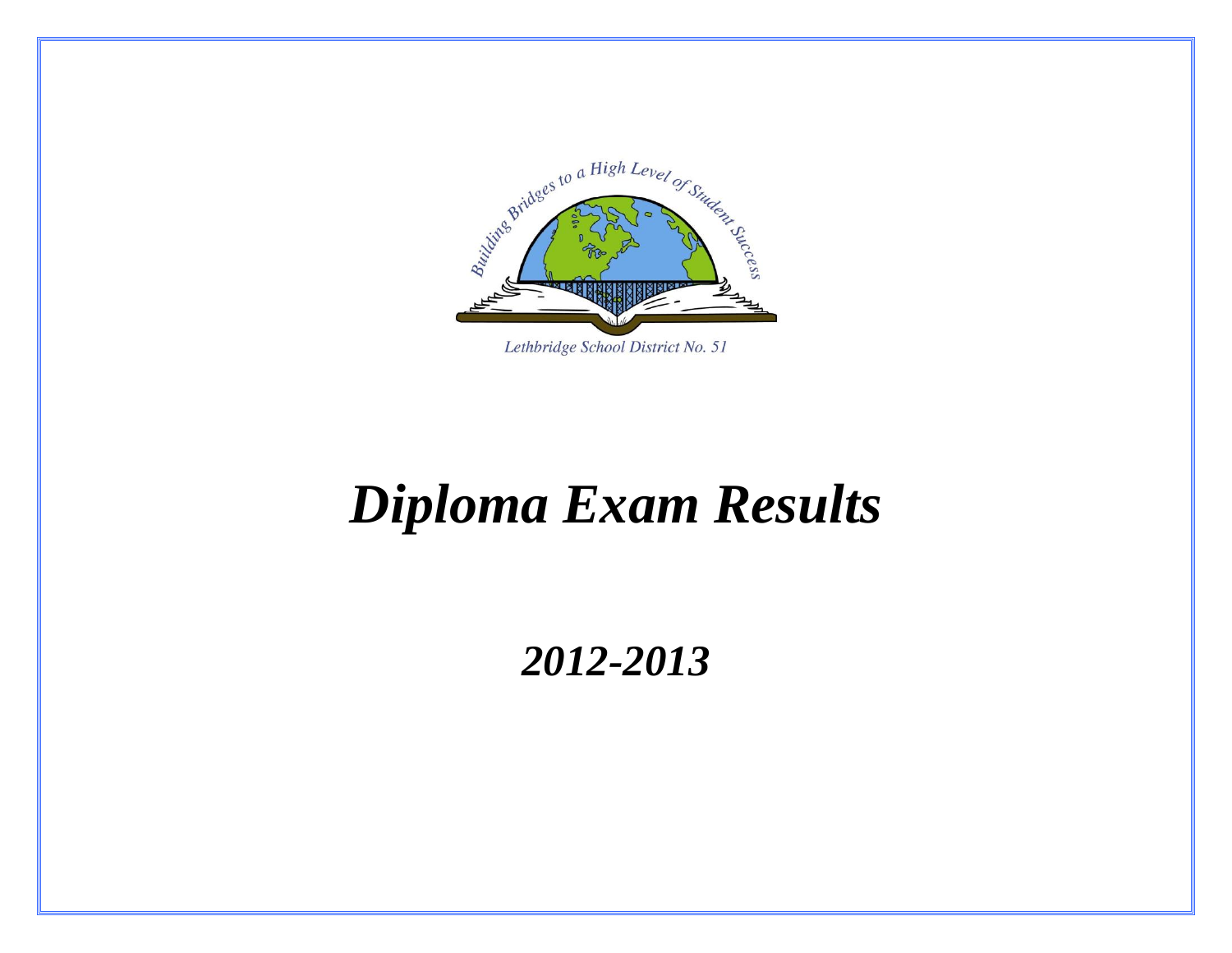Building Bridges to a High Level of Student Success

Lethbridge School District No. 51

# *Diploma Exam Results*

## *2012-2013*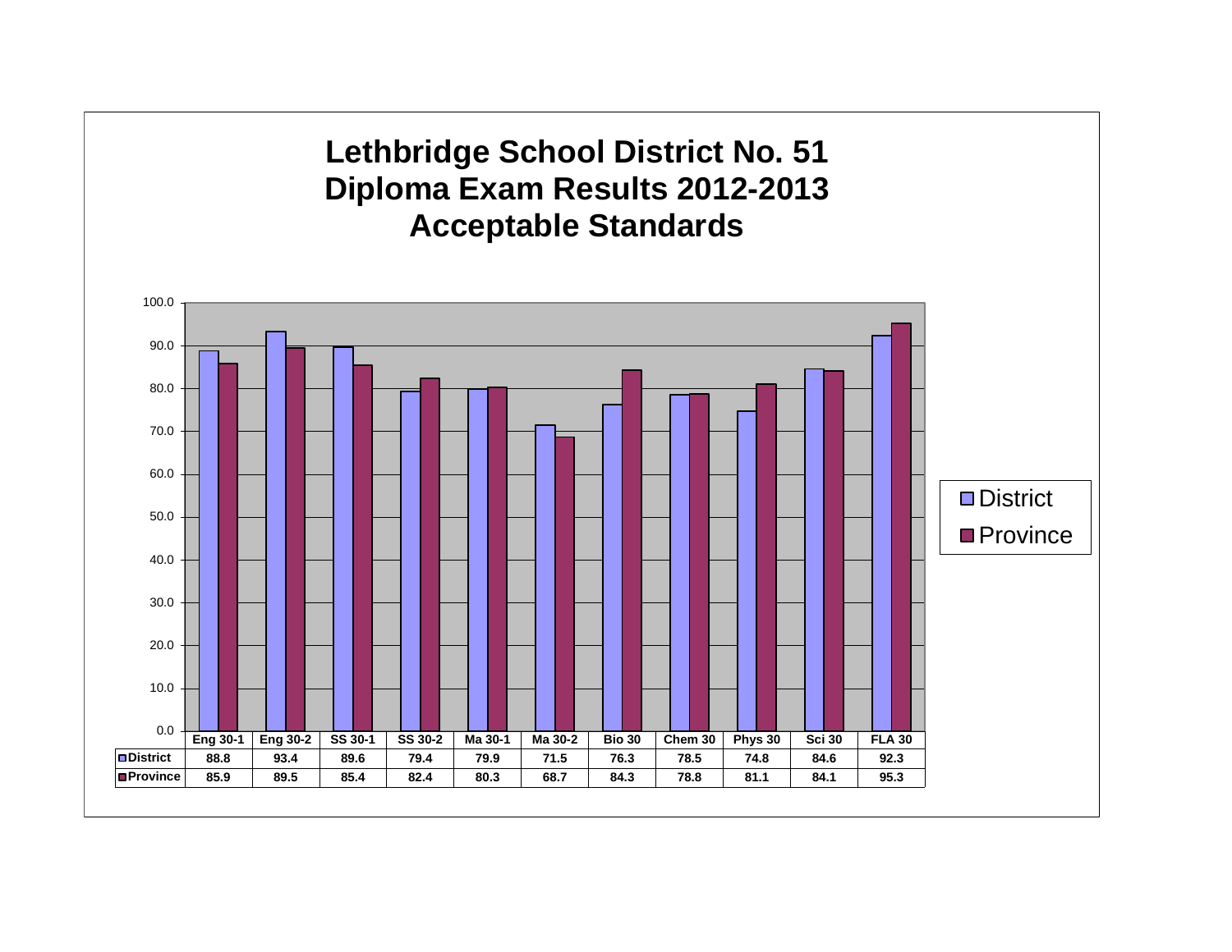**Lethbridge School District No. 51**
**Diploma Exam Results 2012-2013**
**Acceptable Standards**

100.0
90.0
80.0
70.0
60.0
50.0
40.0
30.0
20.0
10.0
0.0

District
Province

Eng 30-1 Eng 30-2 SS 30-1 SS 30-2 Ma 30-1 Ma 30-2 Bio 30 Chem 30 Phys 30 Sci 30 FLA 30

District 88.8 93.4 89.6 79.4 79.9 71.5 76.3 78.5 74.8 84.6 92.3

Province 85.9 89.5 85.4 82.4 80.3 68.7 84.3 78.8 81.1 84.1 95.3